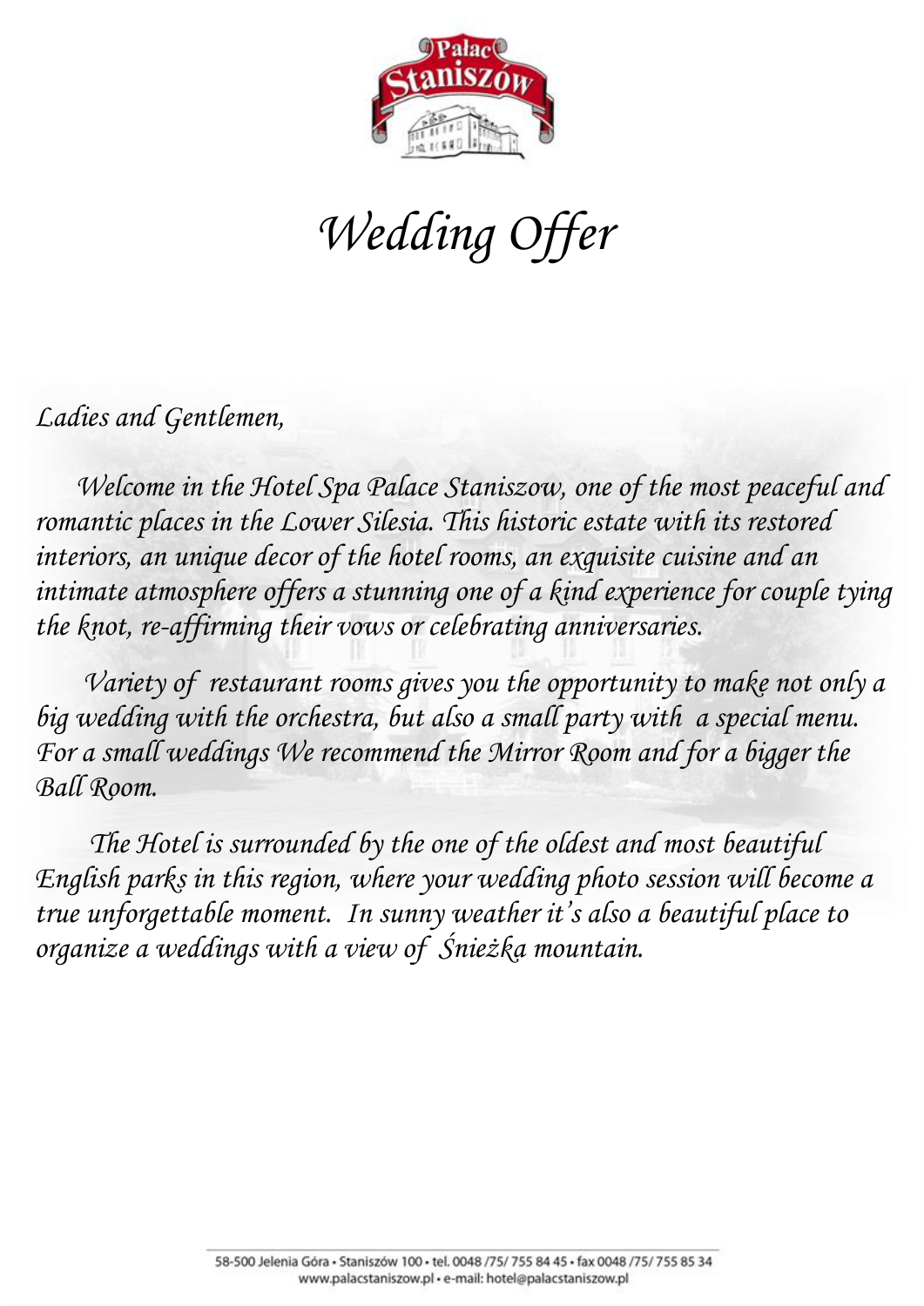# *Wedding Offer*

*Ladies and Gentlemen,*

*Welcome in the Hotel Spa Palace Staniszow, one of the most peaceful and romantic places in the Lower Silesia. This historic estate with its restored interiors, an unique decor of the hotel rooms, an exquisite cuisine and an intimate atmosphere offers a stunning one of a kind experience for couple tying the knot, re-affirming their vows or celebrating anniversaries.*

*Variety of restaurant rooms gives you the opportunity to make not only a big wedding with the orchestra, but also a small party with a special menu. For a small weddings We recommend the Mirror Room and for a bigger the Ball Room.*

*The Hotel is surrounded by the one of the oldest and most beautiful English parks in this region, where your wedding photo session will become a true unforgettable moment. In sunny weather it's also a beautiful place to organize a weddings with a view of Śnieżka mountain.*

58-500 Jelenia Góra • Staniszów 100 • tel. 0048 /75/ 755 84 45 • fax 0048 /75/ 755 85 34
www.palacstaniszow.pl • e-mail: hotel@palacstaniszow.pl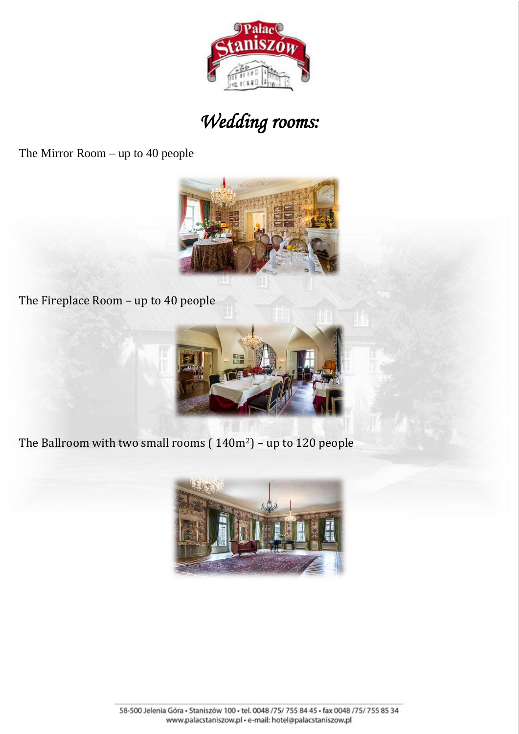# *Wedding rooms:*

The Mirror Room – up to 40 people

The Fireplace Room – up to 40 people

The Ballroom with two small rooms ( 140m$^2$) – up to 120 people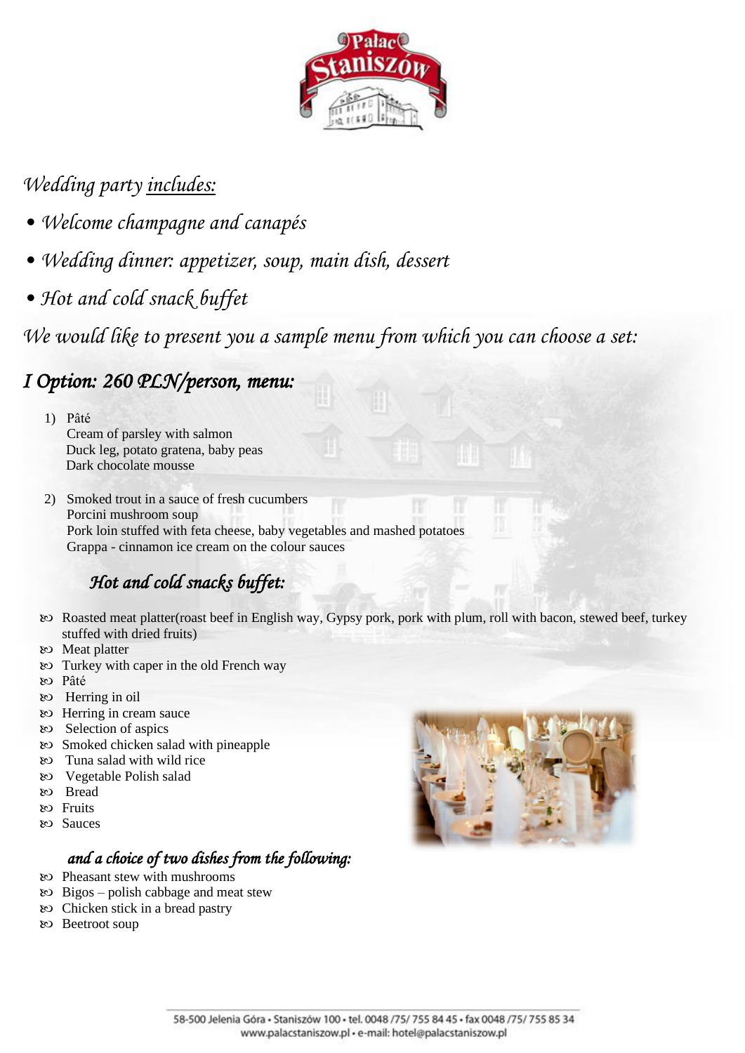*Wedding party includes:*

- *Welcome champagne and canapés*
- *Wedding dinner: appetizer, soup, main dish, dessert*
- *Hot and cold snack buffet*

*We would like to present you a sample menu from which you can choose a set:*

## *I Option: 260 PLN/person, menu:*

1) Pâté
   Cream of parsley with salmon
   Duck leg, potato gratena, baby peas
   Dark chocolate mousse

2) Smoked trout in a sauce of fresh cucumbers
   Porcini mushroom soup
   Pork loin stuffed with feta cheese, baby vegetables and mashed potatoes
   Grappa - cinnamon ice cream on the colour sauces

### *Hot and cold snacks buffet:*

- Roasted meat platter(roast beef in English way, Gypsy pork, pork with plum, roll with bacon, stewed beef, turkey stuffed with dried fruits)
- Meat platter
- Turkey with caper in the old French way
- Pâté
- Herring in oil
- Herring in cream sauce
- Selection of aspics
- Smoked chicken salad with pineapple
- Tuna salad with wild rice
- Vegetable Polish salad
- Bread
- Fruits
- Sauces

*and a choice of two dishes from the following:*

- Pheasant stew with mushrooms
- Bigos – polish cabbage and meat stew
- Chicken stick in a bread pastry
- Beetroot soup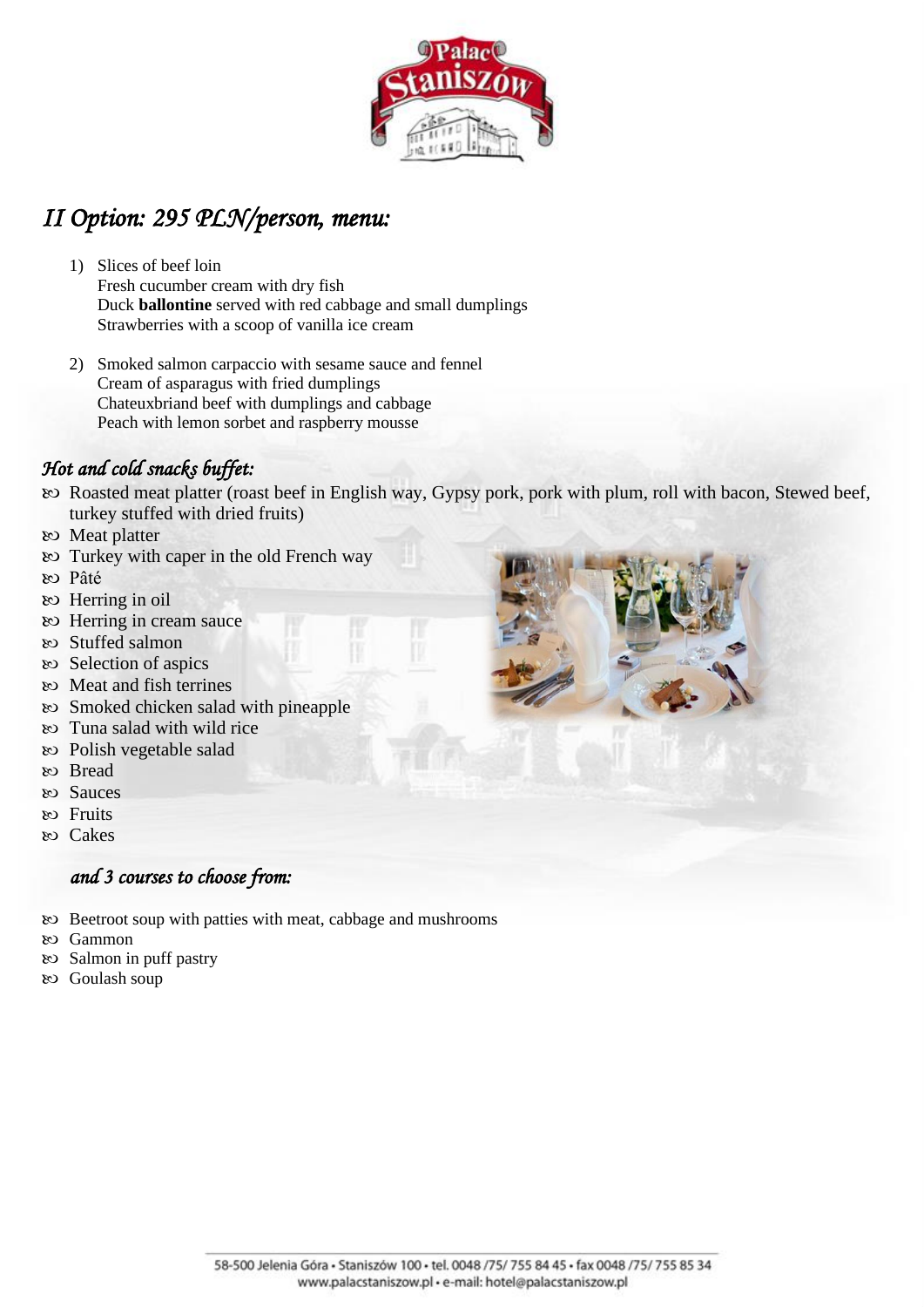## *II Option: 295 PLN/person, menu:*

1) Slices of beef loin
   Fresh cucumber cream with dry fish
   Duck **ballontine** served with red cabbage and small dumplings
   Strawberries with a scoop of vanilla ice cream

2) Smoked salmon carpaccio with sesame sauce and fennel
   Cream of asparagus with fried dumplings
   Chateuxbriand beef with dumplings and cabbage
   Peach with lemon sorbet and raspberry mousse

### *Hot and cold snacks buffet:*

- Roasted meat platter (roast beef in English way, Gypsy pork, pork with plum, roll with bacon, Stewed beef, turkey stuffed with dried fruits)
- Meat platter
- Turkey with caper in the old French way
- Pâté
- Herring in oil
- Herring in cream sauce
- Stuffed salmon
- Selection of aspics
- Meat and fish terrines
- Smoked chicken salad with pineapple
- Tuna salad with wild rice
- Polish vegetable salad
- Bread
- Sauces
- Fruits
- Cakes

### *and 3 courses to choose from:*

- Beetroot soup with patties with meat, cabbage and mushrooms
- Gammon
- Salmon in puff pastry
- Goulash soup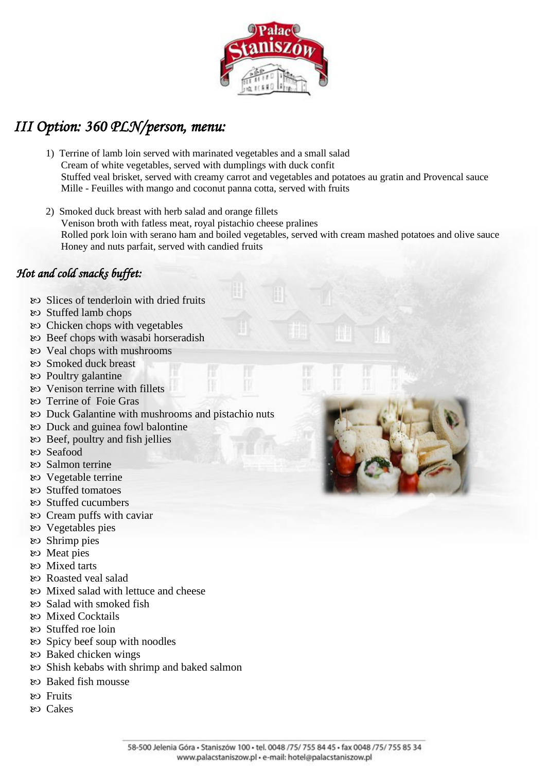## *III Option: 360 PLN/person, menu:*

1) Terrine of lamb loin served with marinated vegetables and a small salad
   Cream of white vegetables, served with dumplings with duck confit
   Stuffed veal brisket, served with creamy carrot and vegetables and potatoes au gratin and Provencal sauce
   Mille - Feuilles with mango and coconut panna cotta, served with fruits

2) Smoked duck breast with herb salad and orange fillets
   Venison broth with fatless meat, royal pistachio cheese pralines
   Rolled pork loin with serano ham and boiled vegetables, served with cream mashed potatoes and olive sauce
   Honey and nuts parfait, served with candied fruits

### *Hot and cold snacks buffet:*

- Slices of tenderloin with dried fruits
- Stuffed lamb chops
- Chicken chops with vegetables
- Beef chops with wasabi horseradish
- Veal chops with mushrooms
- Smoked duck breast
- Poultry galantine
- Venison terrine with fillets
- Terrine of Foie Gras
- Duck Galantine with mushrooms and pistachio nuts
- Duck and guinea fowl balontine
- Beef, poultry and fish jellies
- Seafood
- Salmon terrine
- Vegetable terrine
- Stuffed tomatoes
- Stuffed cucumbers
- Cream puffs with caviar
- Vegetables pies
- Shrimp pies
- Meat pies
- Mixed tarts
- Roasted veal salad
- Mixed salad with lettuce and cheese
- Salad with smoked fish
- Mixed Cocktails
- Stuffed roe loin
- Spicy beef soup with noodles
- Baked chicken wings
- Shish kebabs with shrimp and baked salmon
- Baked fish mousse
- Fruits
- Cakes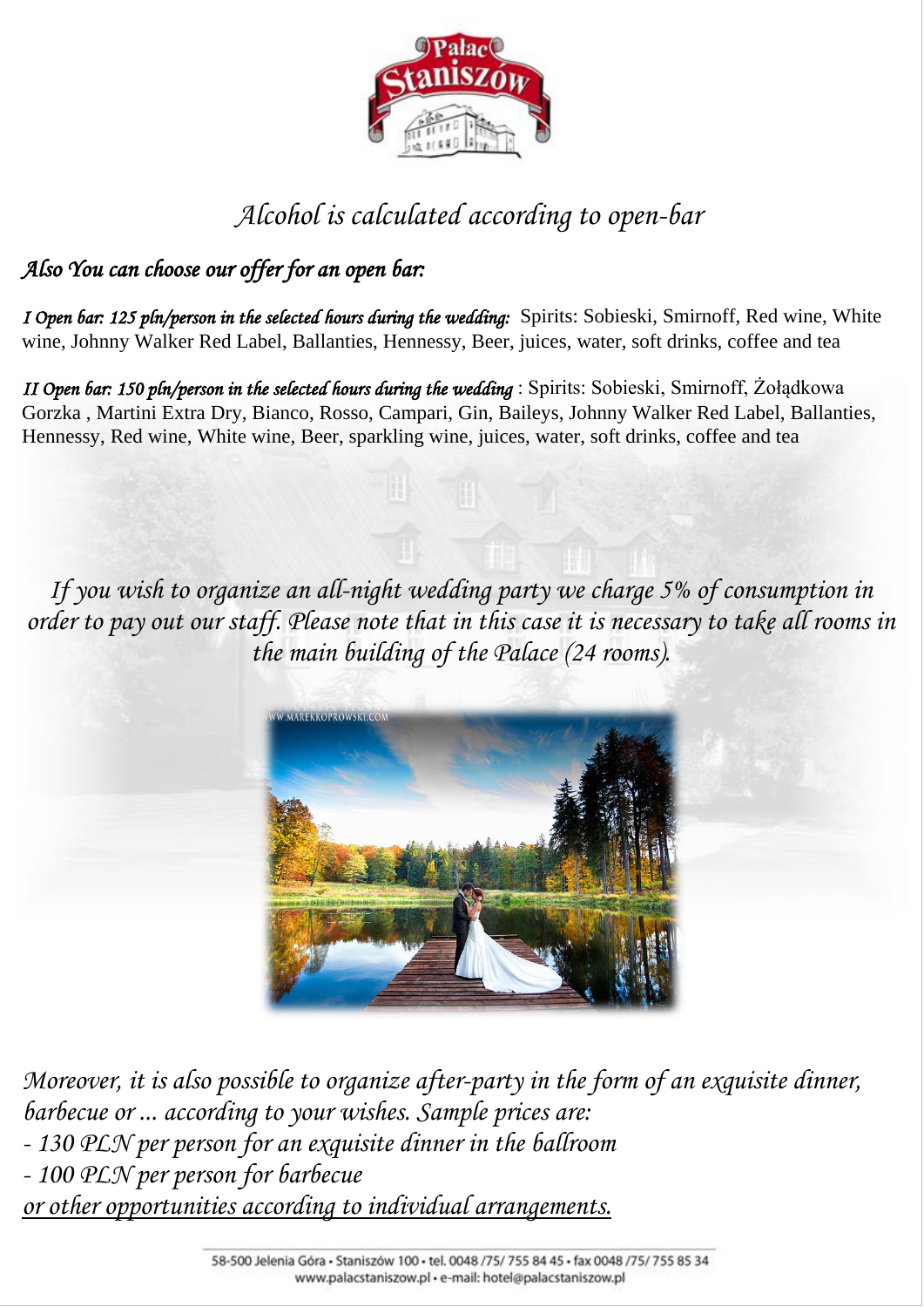# *Alcohol is calculated according to open-bar*

## *Also You can choose our offer for an open bar:*

***I Open bar: 125 pln/person in the selected hours during the wedding:*** Spirits: Sobieski, Smirnoff, Red wine, White wine, Johnny Walker Red Label, Ballanties, Hennessy, Beer, juices, water, soft drinks, coffee and tea

***II Open bar: 150 pln/person in the selected hours during the wedding*** : Spirits: Sobieski, Smirnoff, Żołądkowa Gorzka , Martini Extra Dry, Bianco, Rosso, Campari, Gin, Baileys, Johnny Walker Red Label, Ballanties, Hennessy, Red wine, White wine, Beer, sparkling wine, juices, water, soft drinks, coffee and tea

*If you wish to organize an all-night wedding party we charge 5% of consumption in order to pay out our staff. Please note that in this case it is necessary to take all rooms in the main building of the Palace (24 rooms).*

*Moreover, it is also possible to organize after-party in the form of an exquisite dinner, barbecue or ... according to your wishes. Sample prices are:*

*- 130 PLN per person for an exquisite dinner in the ballroom*

*- 100 PLN per person for barbecue*

*<u>or other opportunities according to individual arrangements.</u>*

58-500 Jelenia Góra • Staniszów 100 • tel. 0048 /75/ 755 84 45 • fax 0048 /75/ 755 85 34
www.palacstaniszow.pl • e-mail: hotel@palacstaniszow.pl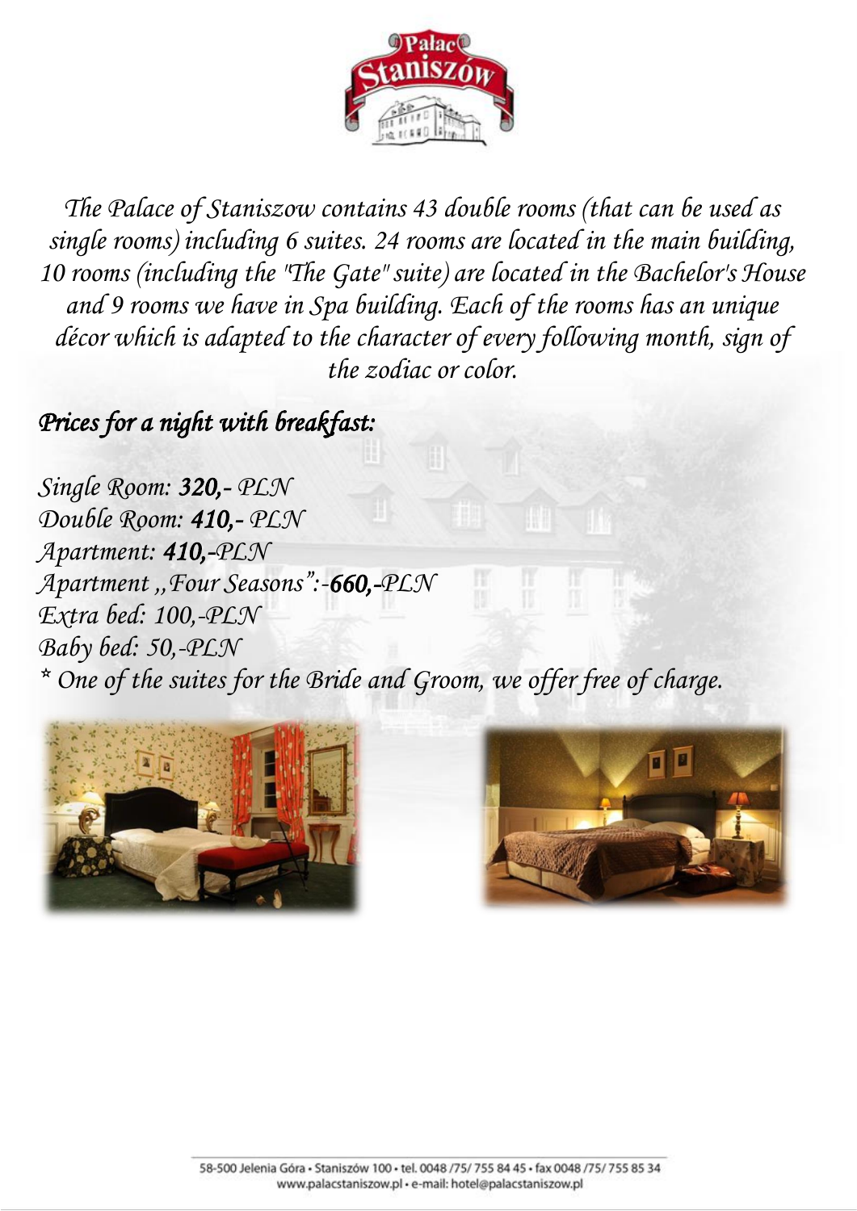*The Palace of Staniszow contains 43 double rooms (that can be used as single rooms) including 6 suites. 24 rooms are located in the main building, 10 rooms (including the "The Gate" suite) are located in the Bachelor's House and 9 rooms we have in Spa building. Each of the rooms has an unique décor which is adapted to the character of every following month, sign of the zodiac or color.*

***Prices for a night with breakfast:***

*Single Room:* ***320,-*** *PLN*
*Double Room:* ***410,-*** *PLN*
*Apartment:* ***410,-****PLN*
*Apartment ,,Four Seasons":-****660,-****PLN*
*Extra bed: 100,-PLN*
*Baby bed: 50,-PLN*
*\* One of the suites for the Bride and Groom, we offer free of charge.*

58-500 Jelenia Góra • Staniszów 100 • tel. 0048 /75/ 755 84 45 • fax 0048 /75/ 755 85 34
www.palacstaniszow.pl • e-mail: hotel@palacstaniszow.pl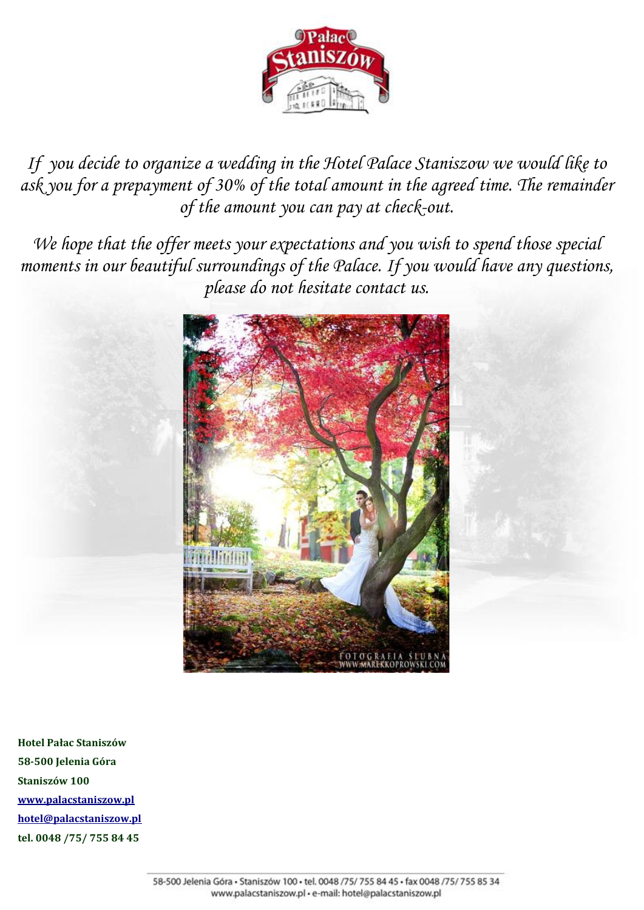*If you decide to organize a wedding in the Hotel Palace Staniszow we would like to ask you for a prepayment of 30% of the total amount in the agreed time. The remainder of the amount you can pay at check-out.*

*We hope that the offer meets your expectations and you wish to spend those special moments in our beautiful surroundings of the Palace. If you would have any questions, please do not hesitate contact us.*

**Hotel Pałac Staniszów**

**58-500 Jelenia Góra**

**Staniszów 100**

**www.palacstaniszow.pl**

**hotel@palacstaniszow.pl**

**tel. 0048 /75/ 755 84 45**